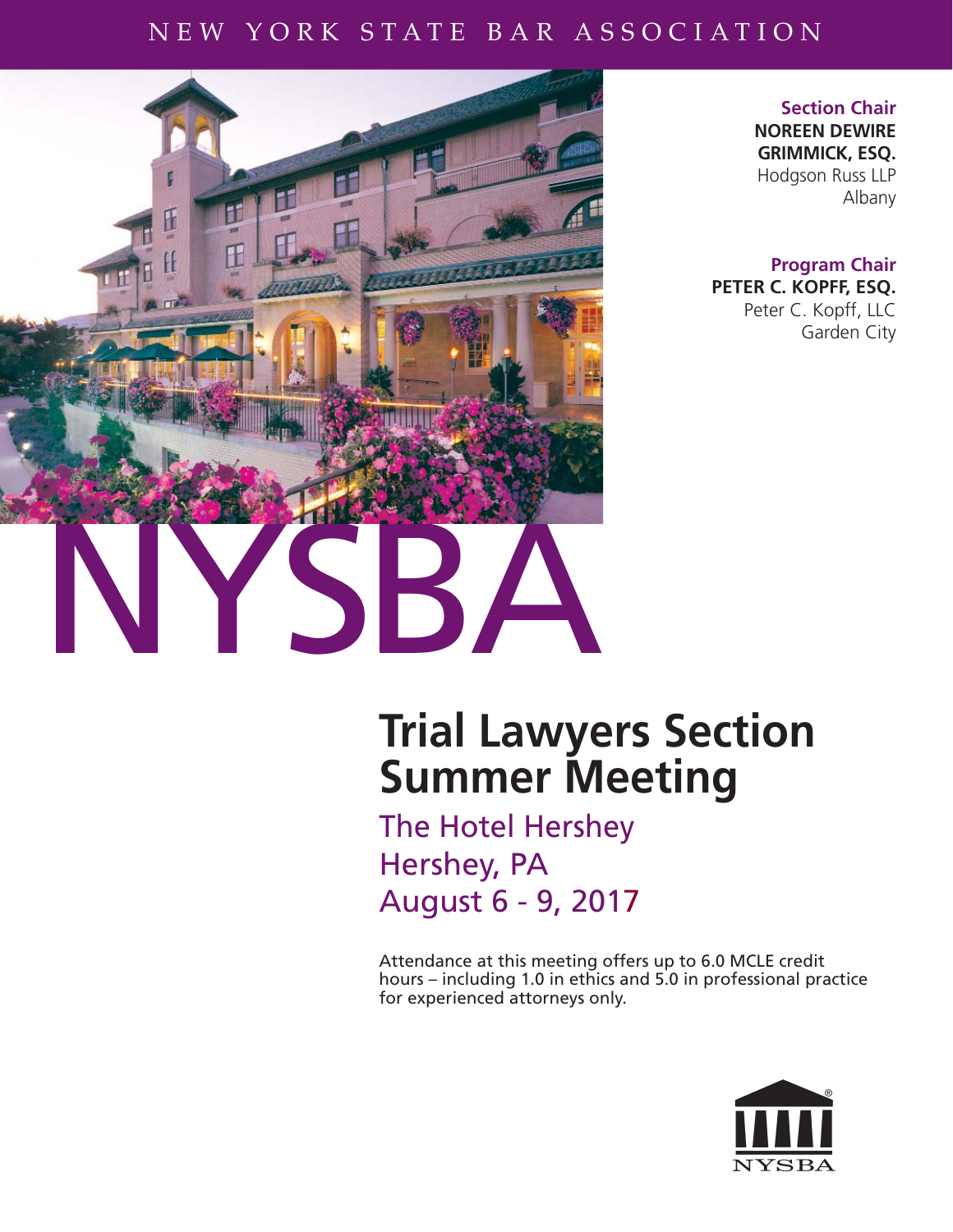NEW YORK STATE BAR ASSOCIATION

**Section Chair**
**NOREEN DEWIRE GRIMMICK, ESQ.**
Hodgson Russ LLP
Albany

**Program Chair**
**PETER C. KOPFF, ESQ.**
Peter C. Kopff, LLC
Garden City

NYSBA

# Trial Lawyers Section Summer Meeting

## The Hotel Hershey
## Hershey, PA
## August 6 - 9, 2017

Attendance at this meeting offers up to 6.0 MCLE credit hours – including 1.0 in ethics and 5.0 in professional practice for experienced attorneys only.

NYSBA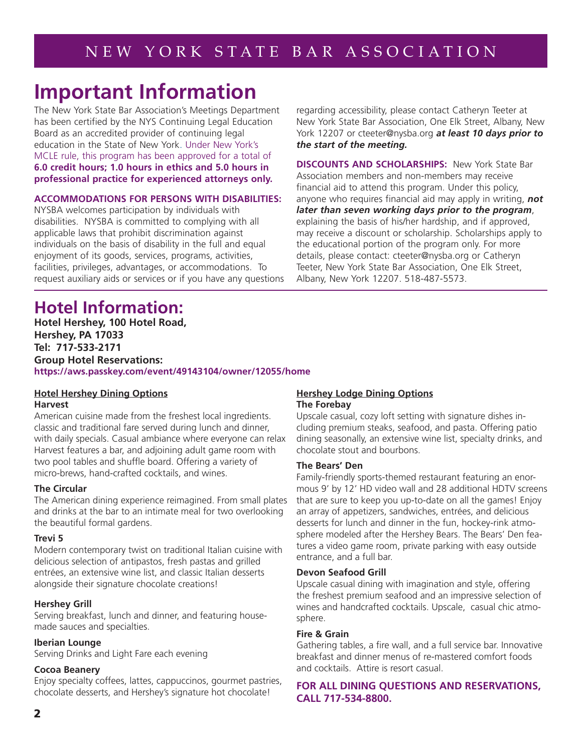NEW YORK STATE BAR ASSOCIATION

# Important Information

The New York State Bar Association's Meetings Department has been certified by the NYS Continuing Legal Education Board as an accredited provider of continuing legal education in the State of New York. Under New York's MCLE rule, this program has been approved for a total of **6.0 credit hours; 1.0 hours in ethics and 5.0 hours in professional practice for experienced attorneys only.**

**ACCOMMODATIONS FOR PERSONS WITH DISABILITIES:** NYSBA welcomes participation by individuals with disabilities. NYSBA is committed to complying with all applicable laws that prohibit discrimination against individuals on the basis of disability in the full and equal enjoyment of its goods, services, programs, activities, facilities, privileges, advantages, or accommodations. To request auxiliary aids or services or if you have any questions regarding accessibility, please contact Catheryn Teeter at New York State Bar Association, One Elk Street, Albany, New York 12207 or cteeter@nysba.org ***at least 10 days prior to the start of the meeting.***

**DISCOUNTS AND SCHOLARSHIPS:** New York State Bar Association members and non-members may receive financial aid to attend this program. Under this policy, anyone who requires financial aid may apply in writing, ***not later than seven working days prior to the program***, explaining the basis of his/her hardship, and if approved, may receive a discount or scholarship. Scholarships apply to the educational portion of the program only. For more details, please contact: cteeter@nysba.org or Catheryn Teeter, New York State Bar Association, One Elk Street, Albany, New York 12207. 518-487-5573.

# Hotel Information:

**Hotel Hershey, 100 Hotel Road,**
**Hershey, PA 17033**
**Tel: 717-533-2171**
**Group Hotel Reservations:**
**https://aws.passkey.com/event/49143104/owner/12055/home**

## Hotel Hershey Dining Options

**Harvest**

American cuisine made from the freshest local ingredients. classic and traditional fare served during lunch and dinner, with daily specials. Casual ambiance where everyone can relax Harvest features a bar, and adjoining adult game room with two pool tables and shuffle board. Offering a variety of micro-brews, hand-crafted cocktails, and wines.

**The Circular**

The American dining experience reimagined. From small plates and drinks at the bar to an intimate meal for two overlooking the beautiful formal gardens.

**Trevi 5**

Modern contemporary twist on traditional Italian cuisine with delicious selection of antipastos, fresh pastas and grilled entrées, an extensive wine list, and classic Italian desserts alongside their signature chocolate creations!

**Hershey Grill**

Serving breakfast, lunch and dinner, and featuring house-made sauces and specialties.

**Iberian Lounge**

Serving Drinks and Light Fare each evening

**Cocoa Beanery**

Enjoy specialty coffees, lattes, cappuccinos, gourmet pastries, chocolate desserts, and Hershey's signature hot chocolate!

## Hershey Lodge Dining Options

**The Forebay**

Upscale casual, cozy loft setting with signature dishes including premium steaks, seafood, and pasta. Offering patio dining seasonally, an extensive wine list, specialty drinks, and chocolate stout and bourbons.

**The Bears' Den**

Family-friendly sports-themed restaurant featuring an enormous 9' by 12' HD video wall and 28 additional HDTV screens that are sure to keep you up-to-date on all the games! Enjoy an array of appetizers, sandwiches, entrées, and delicious desserts for lunch and dinner in the fun, hockey-rink atmosphere modeled after the Hershey Bears. The Bears' Den features a video game room, private parking with easy outside entrance, and a full bar.

**Devon Seafood Grill**

Upscale casual dining with imagination and style, offering the freshest premium seafood and an impressive selection of wines and handcrafted cocktails. Upscale, casual chic atmosphere.

**Fire & Grain**

Gathering tables, a fire wall, and a full service bar. Innovative breakfast and dinner menus of re-mastered comfort foods and cocktails. Attire is resort casual.

**FOR ALL DINING QUESTIONS AND RESERVATIONS, CALL 717-534-8800.**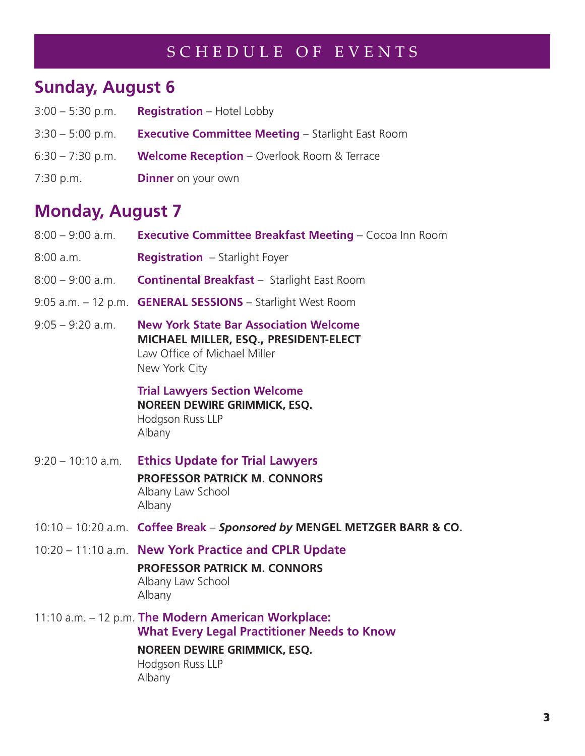# SCHEDULE OF EVENTS

## Sunday, August 6

3:00 – 5:30 p.m. **Registration** – Hotel Lobby

3:30 – 5:00 p.m. **Executive Committee Meeting** – Starlight East Room

6:30 – 7:30 p.m. **Welcome Reception** – Overlook Room & Terrace

7:30 p.m. **Dinner** on your own

## Monday, August 7

8:00 – 9:00 a.m. **Executive Committee Breakfast Meeting** – Cocoa Inn Room

8:00 a.m. **Registration** – Starlight Foyer

8:00 – 9:00 a.m. **Continental Breakfast** – Starlight East Room

9:05 a.m. – 12 p.m. **GENERAL SESSIONS** – Starlight West Room

9:05 – 9:20 a.m. **New York State Bar Association Welcome**
**MICHAEL MILLER, ESQ., PRESIDENT-ELECT**
Law Office of Michael Miller
New York City

**Trial Lawyers Section Welcome**
**NOREEN DEWIRE GRIMMICK, ESQ.**
Hodgson Russ LLP
Albany

9:20 – 10:10 a.m. **Ethics Update for Trial Lawyers**
**PROFESSOR PATRICK M. CONNORS**
Albany Law School
Albany

10:10 – 10:20 a.m. **Coffee Break** – ***Sponsored by*** **MENGEL METZGER BARR & CO.**

10:20 – 11:10 a.m. **New York Practice and CPLR Update**
**PROFESSOR PATRICK M. CONNORS**
Albany Law School
Albany

11:10 a.m. – 12 p.m. **The Modern American Workplace: What Every Legal Practitioner Needs to Know**
**NOREEN DEWIRE GRIMMICK, ESQ.**
Hodgson Russ LLP
Albany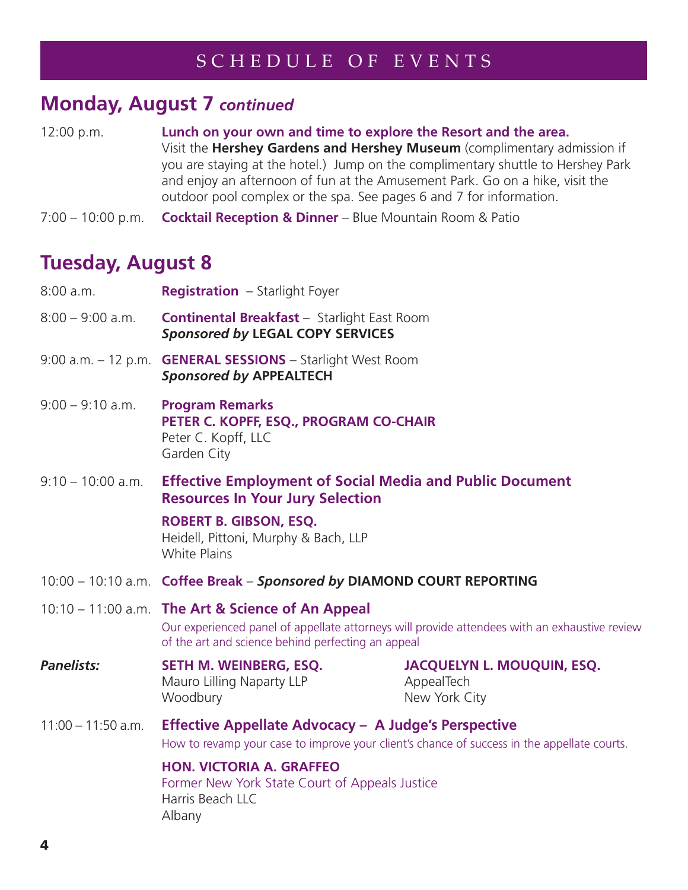# SCHEDULE OF EVENTS

## Monday, August 7 *continued*

12:00 p.m. — **Lunch on your own and time to explore the Resort and the area.**
Visit the **Hershey Gardens and Hershey Museum** (complimentary admission if you are staying at the hotel.) Jump on the complimentary shuttle to Hershey Park and enjoy an afternoon of fun at the Amusement Park. Go on a hike, visit the outdoor pool complex or the spa. See pages 6 and 7 for information.

7:00 – 10:00 p.m. — **Cocktail Reception & Dinner** – Blue Mountain Room & Patio

## Tuesday, August 8

8:00 a.m. — **Registration** – Starlight Foyer

8:00 – 9:00 a.m. — **Continental Breakfast** – Starlight East Room
***Sponsored by* LEGAL COPY SERVICES**

9:00 a.m. – 12 p.m. — **GENERAL SESSIONS** – Starlight West Room
***Sponsored by* APPEALTECH**

9:00 – 9:10 a.m. — **Program Remarks**
**PETER C. KOPFF, ESQ., PROGRAM CO-CHAIR**
Peter C. Kopff, LLC
Garden City

9:10 – 10:00 a.m. — **Effective Employment of Social Media and Public Document Resources In Your Jury Selection**

**ROBERT B. GIBSON, ESQ.**
Heidell, Pittoni, Murphy & Bach, LLP
White Plains

10:00 – 10:10 a.m. — **Coffee Break** – ***Sponsored by* DIAMOND COURT REPORTING**

10:10 – 11:00 a.m. — **The Art & Science of An Appeal**
Our experienced panel of appellate attorneys will provide attendees with an exhaustive review of the art and science behind perfecting an appeal

***Panelists:***

**SETH M. WEINBERG, ESQ.**
Mauro Lilling Naparty LLP
Woodbury

**JACQUELYN L. MOUQUIN, ESQ.**
AppealTech
New York City

11:00 – 11:50 a.m. — **Effective Appellate Advocacy – A Judge's Perspective**
How to revamp your case to improve your client's chance of success in the appellate courts.

**HON. VICTORIA A. GRAFFEO**
Former New York State Court of Appeals Justice
Harris Beach LLC
Albany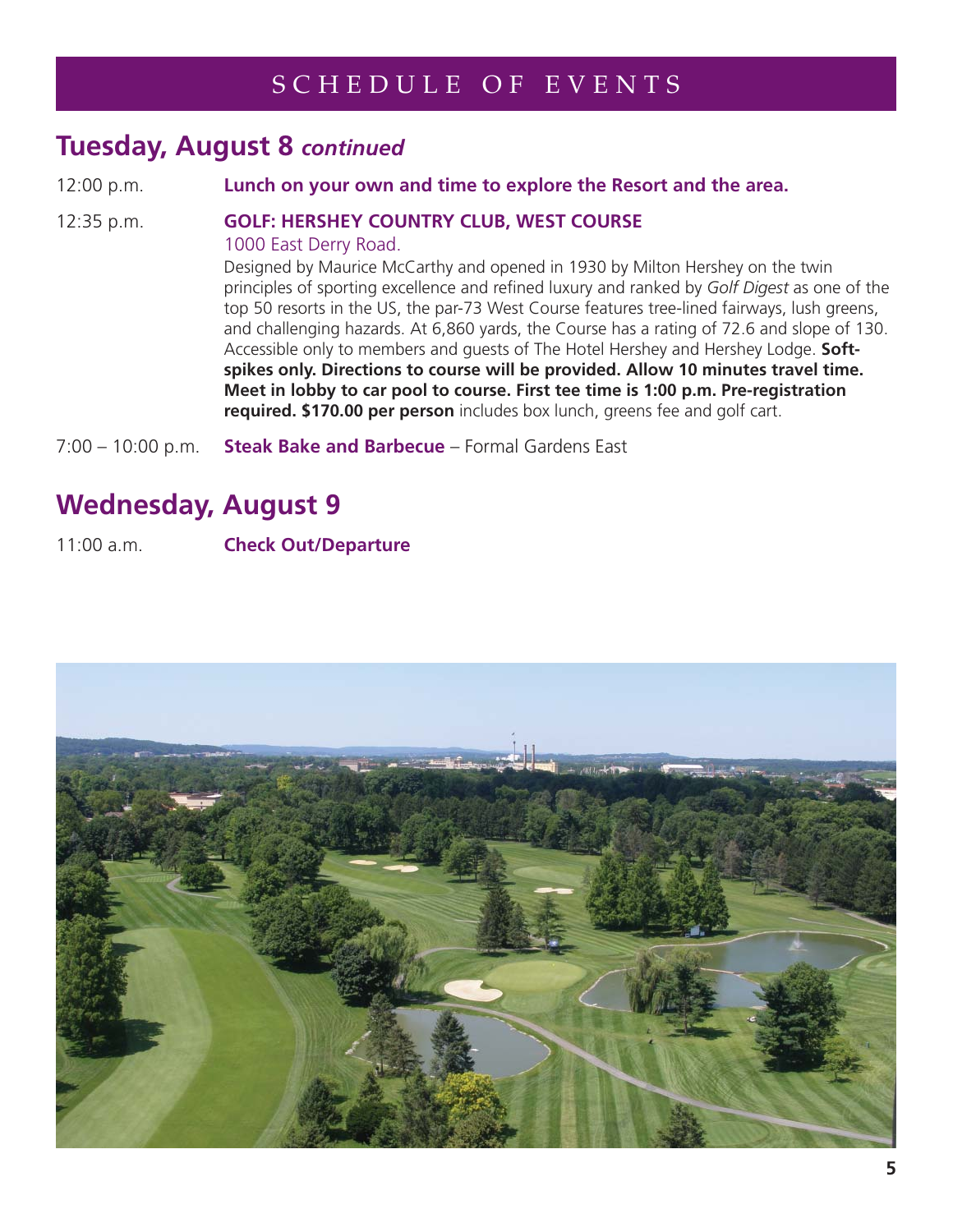# SCHEDULE OF EVENTS

## Tuesday, August 8 *continued*

12:00 p.m. **Lunch on your own and time to explore the Resort and the area.**

12:35 p.m. **GOLF: HERSHEY COUNTRY CLUB, WEST COURSE**

1000 East Derry Road.

Designed by Maurice McCarthy and opened in 1930 by Milton Hershey on the twin principles of sporting excellence and refined luxury and ranked by *Golf Digest* as one of the top 50 resorts in the US, the par-73 West Course features tree-lined fairways, lush greens, and challenging hazards. At 6,860 yards, the Course has a rating of 72.6 and slope of 130. Accessible only to members and guests of The Hotel Hershey and Hershey Lodge. **Soft-spikes only. Directions to course will be provided. Allow 10 minutes travel time. Meet in lobby to car pool to course. First tee time is 1:00 p.m. Pre-registration required. $170.00 per person** includes box lunch, greens fee and golf cart.

7:00 – 10:00 p.m. **Steak Bake and Barbecue** – Formal Gardens East

## Wednesday, August 9

11:00 a.m. **Check Out/Departure**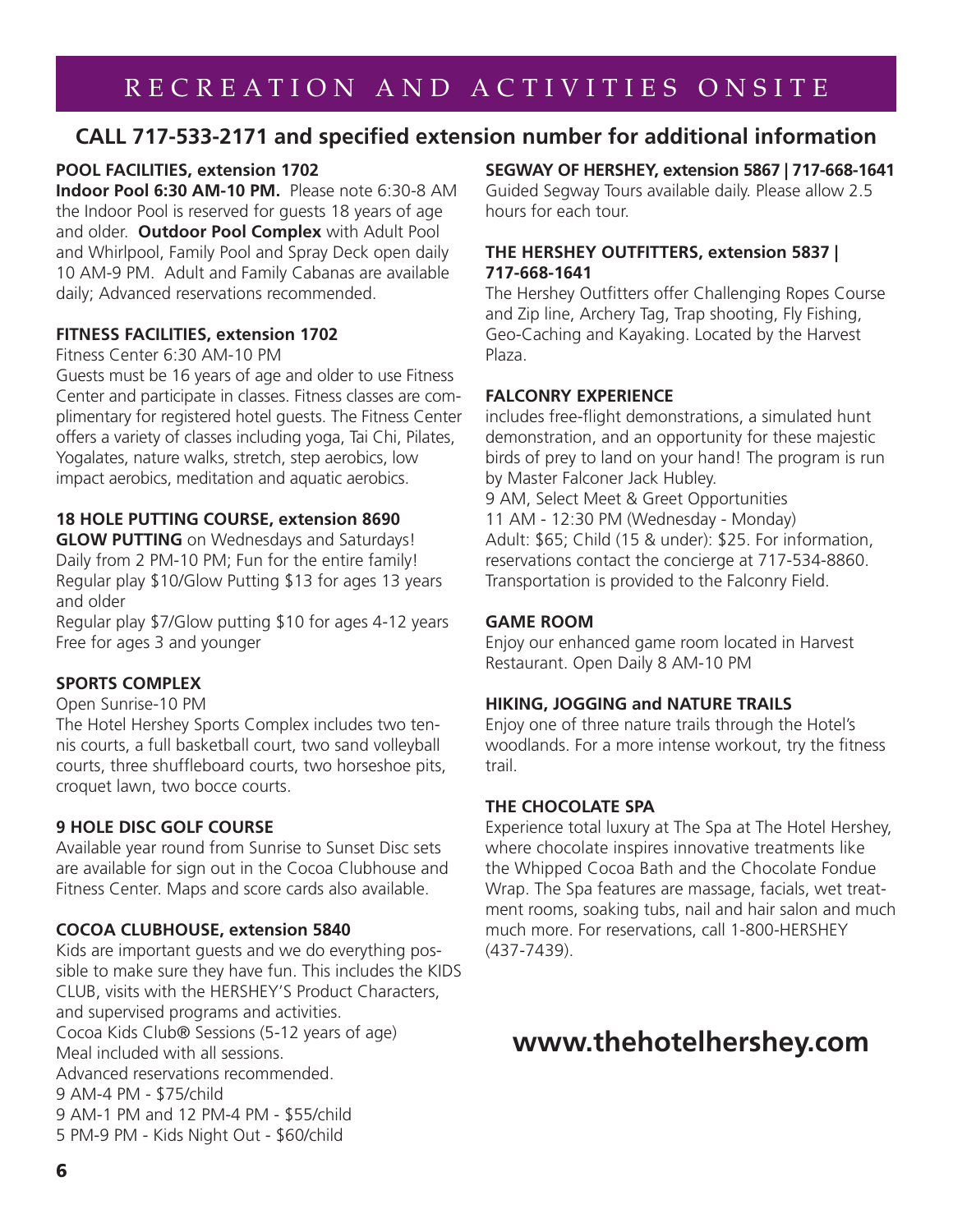# RECREATION AND ACTIVITIES ONSITE

## CALL 717-533-2171 and specified extension number for additional information

### POOL FACILITIES, extension 1702

**Indoor Pool 6:30 AM-10 PM.** Please note 6:30-8 AM the Indoor Pool is reserved for guests 18 years of age and older. **Outdoor Pool Complex** with Adult Pool and Whirlpool, Family Pool and Spray Deck open daily 10 AM-9 PM. Adult and Family Cabanas are available daily; Advanced reservations recommended.

### FITNESS FACILITIES, extension 1702

Fitness Center 6:30 AM-10 PM

Guests must be 16 years of age and older to use Fitness Center and participate in classes. Fitness classes are complimentary for registered hotel guests. The Fitness Center offers a variety of classes including yoga, Tai Chi, Pilates, Yogalates, nature walks, stretch, step aerobics, low impact aerobics, meditation and aquatic aerobics.

### 18 HOLE PUTTING COURSE, extension 8690

**GLOW PUTTING** on Wednesdays and Saturdays!

Daily from 2 PM-10 PM; Fun for the entire family!

Regular play $10/Glow Putting $13 for ages 13 years and older

Regular play $7/Glow putting $10 for ages 4-12 years

Free for ages 3 and younger

### SPORTS COMPLEX

Open Sunrise-10 PM

The Hotel Hershey Sports Complex includes two tennis courts, a full basketball court, two sand volleyball courts, three shuffleboard courts, two horseshoe pits, croquet lawn, two bocce courts.

### 9 HOLE DISC GOLF COURSE

Available year round from Sunrise to Sunset Disc sets are available for sign out in the Cocoa Clubhouse and Fitness Center. Maps and score cards also available.

### COCOA CLUBHOUSE, extension 5840

Kids are important guests and we do everything possible to make sure they have fun. This includes the KIDS CLUB, visits with the HERSHEY'S Product Characters, and supervised programs and activities.

Cocoa Kids Club® Sessions (5-12 years of age)

Meal included with all sessions.

Advanced reservations recommended.

9 AM-4 PM - $75/child

9 AM-1 PM and 12 PM-4 PM - $55/child

5 PM-9 PM - Kids Night Out - $60/child

### SEGWAY OF HERSHEY, extension 5867 | 717-668-1641

Guided Segway Tours available daily. Please allow 2.5 hours for each tour.

### THE HERSHEY OUTFITTERS, extension 5837 | 717-668-1641

The Hershey Outfitters offer Challenging Ropes Course and Zip line, Archery Tag, Trap shooting, Fly Fishing, Geo-Caching and Kayaking. Located by the Harvest Plaza.

### FALCONRY EXPERIENCE

includes free-flight demonstrations, a simulated hunt demonstration, and an opportunity for these majestic birds of prey to land on your hand! The program is run by Master Falconer Jack Hubley.

9 AM, Select Meet & Greet Opportunities

11 AM - 12:30 PM (Wednesday - Monday)

Adult: $65; Child (15 & under): $25. For information, reservations contact the concierge at 717-534-8860. Transportation is provided to the Falconry Field.

### GAME ROOM

Enjoy our enhanced game room located in Harvest Restaurant. Open Daily 8 AM-10 PM

### HIKING, JOGGING and NATURE TRAILS

Enjoy one of three nature trails through the Hotel's woodlands. For a more intense workout, try the fitness trail.

### THE CHOCOLATE SPA

Experience total luxury at The Spa at The Hotel Hershey, where chocolate inspires innovative treatments like the Whipped Cocoa Bath and the Chocolate Fondue Wrap. The Spa features are massage, facials, wet treatment rooms, soaking tubs, nail and hair salon and much much more. For reservations, call 1-800-HERSHEY (437-7439).

## www.thehotelhershey.com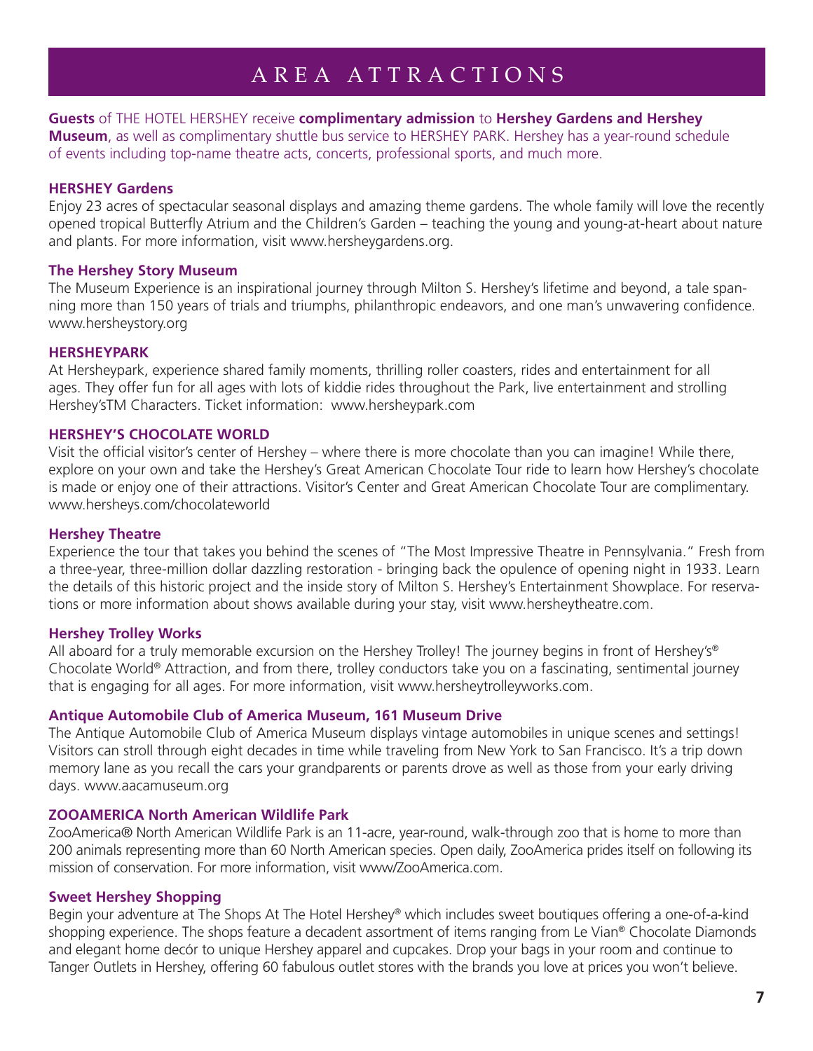# AREA ATTRACTIONS

**Guests** of THE HOTEL HERSHEY receive **complimentary admission** to **Hershey Gardens and Hershey Museum**, as well as complimentary shuttle bus service to HERSHEY PARK. Hershey has a year-round schedule of events including top-name theatre acts, concerts, professional sports, and much more.

**HERSHEY Gardens**

Enjoy 23 acres of spectacular seasonal displays and amazing theme gardens. The whole family will love the recently opened tropical Butterfly Atrium and the Children's Garden – teaching the young and young-at-heart about nature and plants. For more information, visit www.hersheygardens.org.

**The Hershey Story Museum**

The Museum Experience is an inspirational journey through Milton S. Hershey's lifetime and beyond, a tale spanning more than 150 years of trials and triumphs, philanthropic endeavors, and one man's unwavering confidence. www.hersheystory.org

**HERSHEYPARK**

At Hersheypark, experience shared family moments, thrilling roller coasters, rides and entertainment for all ages. They offer fun for all ages with lots of kiddie rides throughout the Park, live entertainment and strolling Hershey'sTM Characters. Ticket information: www.hersheypark.com

**HERSHEY'S CHOCOLATE WORLD**

Visit the official visitor's center of Hershey – where there is more chocolate than you can imagine! While there, explore on your own and take the Hershey's Great American Chocolate Tour ride to learn how Hershey's chocolate is made or enjoy one of their attractions. Visitor's Center and Great American Chocolate Tour are complimentary. www.hersheys.com/chocolateworld

**Hershey Theatre**

Experience the tour that takes you behind the scenes of "The Most Impressive Theatre in Pennsylvania." Fresh from a three-year, three-million dollar dazzling restoration - bringing back the opulence of opening night in 1933. Learn the details of this historic project and the inside story of Milton S. Hershey's Entertainment Showplace. For reservations or more information about shows available during your stay, visit www.hersheytheatre.com.

**Hershey Trolley Works**

All aboard for a truly memorable excursion on the Hershey Trolley! The journey begins in front of Hershey's® Chocolate World® Attraction, and from there, trolley conductors take you on a fascinating, sentimental journey that is engaging for all ages. For more information, visit www.hersheytrolleyworks.com.

**Antique Automobile Club of America Museum, 161 Museum Drive**

The Antique Automobile Club of America Museum displays vintage automobiles in unique scenes and settings! Visitors can stroll through eight decades in time while traveling from New York to San Francisco. It's a trip down memory lane as you recall the cars your grandparents or parents drove as well as those from your early driving days. www.aacamuseum.org

**ZOOAMERICA North American Wildlife Park**

ZooAmerica® North American Wildlife Park is an 11-acre, year-round, walk-through zoo that is home to more than 200 animals representing more than 60 North American species. Open daily, ZooAmerica prides itself on following its mission of conservation. For more information, visit www/ZooAmerica.com.

**Sweet Hershey Shopping**

Begin your adventure at The Shops At The Hotel Hershey® which includes sweet boutiques offering a one-of-a-kind shopping experience. The shops feature a decadent assortment of items ranging from Le Vian® Chocolate Diamonds and elegant home decór to unique Hershey apparel and cupcakes. Drop your bags in your room and continue to Tanger Outlets in Hershey, offering 60 fabulous outlet stores with the brands you love at prices you won't believe.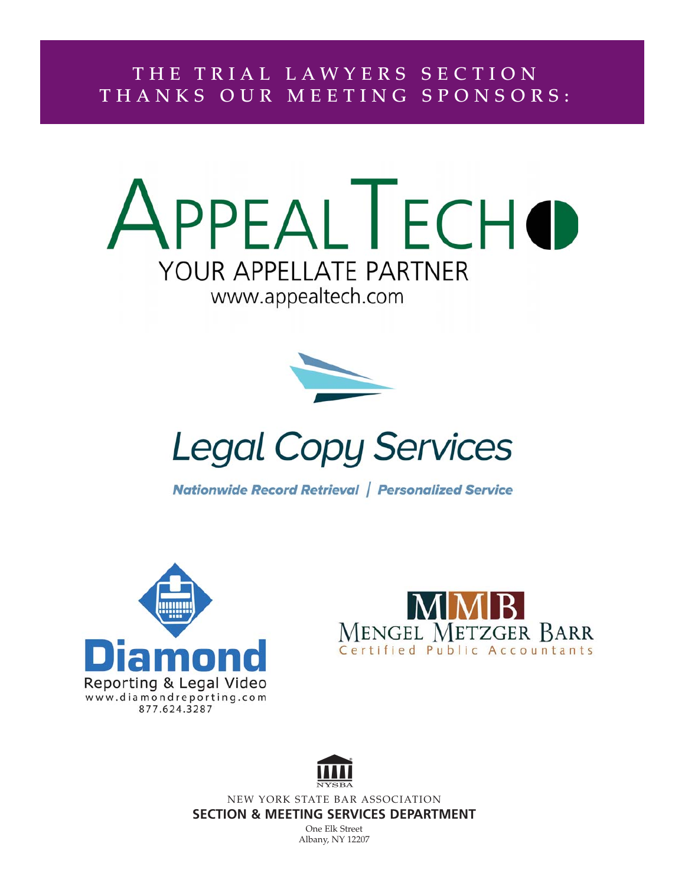# THE TRIAL LAWYERS SECTION THANKS OUR MEETING SPONSORS:

APPEALTECH

YOUR APPELLATE PARTNER

www.appealtech.com

Legal Copy Services

*Nationwide Record Retrieval | Personalized Service*

Diamond

Reporting & Legal Video

www.diamondreporting.com

877.624.3287

MMB

MENGEL METZGER BARR

Certified Public Accountants

NYSBA

NEW YORK STATE BAR ASSOCIATION

**SECTION & MEETING SERVICES DEPARTMENT**

One Elk Street

Albany, NY 12207